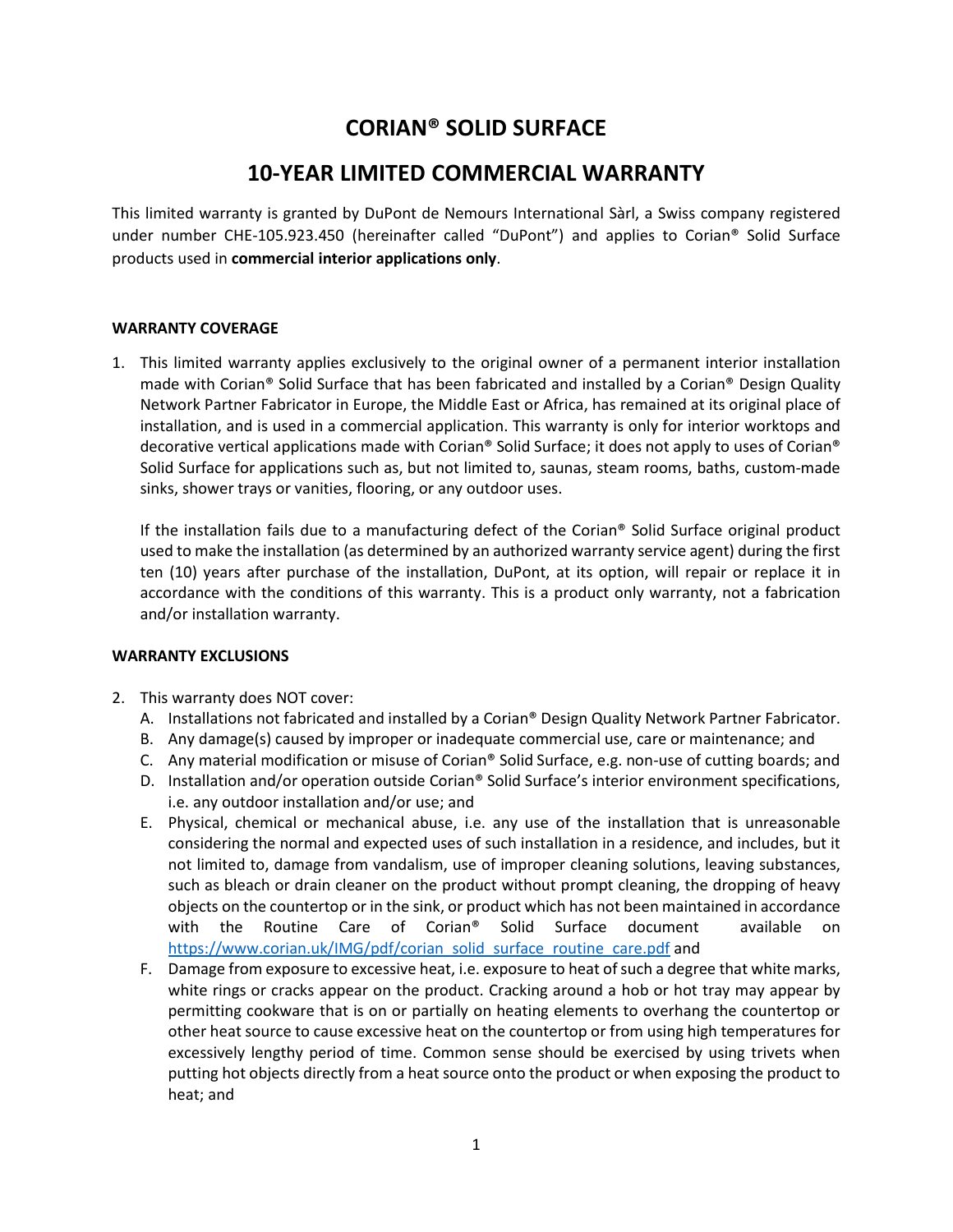# CORIAN® SOLID SURFACE

## 10-YEAR LIMITED COMMERCIAL WARRANTY

This limited warranty is granted by DuPont de Nemours International Sàrl, a Swiss company registered under number CHE-105.923.450 (hereinafter called "DuPont") and applies to Corian® Solid Surface products used in **commercial interior applications only**.

### WARRANTY COVERAGE

1. This limited warranty applies exclusively to the original owner of a permanent interior installation made with Corian® Solid Surface that has been fabricated and installed by a Corian® Design Quality Network Partner Fabricator in Europe, the Middle East or Africa, has remained at its original place of installation, and is used in a commercial application. This warranty is only for interior worktops and decorative vertical applications made with Corian® Solid Surface; it does not apply to uses of Corian® Solid Surface for applications such as, but not limited to, saunas, steam rooms, baths, custom-made sinks, shower trays or vanities, flooring, or any outdoor uses.

   If the installation fails due to a manufacturing defect of the Corian® Solid Surface original product used to make the installation (as determined by an authorized warranty service agent) during the first ten (10) years after purchase of the installation, DuPont, at its option, will repair or replace it in accordance with the conditions of this warranty. This is a product only warranty, not a fabrication and/or installation warranty.

### WARRANTY EXCLUSIONS

2. This warranty does NOT cover:
   A. Installations not fabricated and installed by a Corian® Design Quality Network Partner Fabricator.
   B. Any damage(s) caused by improper or inadequate commercial use, care or maintenance; and
   C. Any material modification or misuse of Corian® Solid Surface, e.g. non-use of cutting boards; and
   D. Installation and/or operation outside Corian® Solid Surface's interior environment specifications, i.e. any outdoor installation and/or use; and
   E. Physical, chemical or mechanical abuse, i.e. any use of the installation that is unreasonable considering the normal and expected uses of such installation in a residence, and includes, but it not limited to, damage from vandalism, use of improper cleaning solutions, leaving substances, such as bleach or drain cleaner on the product without prompt cleaning, the dropping of heavy objects on the countertop or in the sink, or product which has not been maintained in accordance with the Routine Care of Corian® Solid Surface document available on https://www.corian.uk/IMG/pdf/corian_solid_surface_routine_care.pdf and
   F. Damage from exposure to excessive heat, i.e. exposure to heat of such a degree that white marks, white rings or cracks appear on the product. Cracking around a hob or hot tray may appear by permitting cookware that is on or partially on heating elements to overhang the countertop or other heat source to cause excessive heat on the countertop or from using high temperatures for excessively lengthy period of time. Common sense should be exercised by using trivets when putting hot objects directly from a heat source onto the product or when exposing the product to heat; and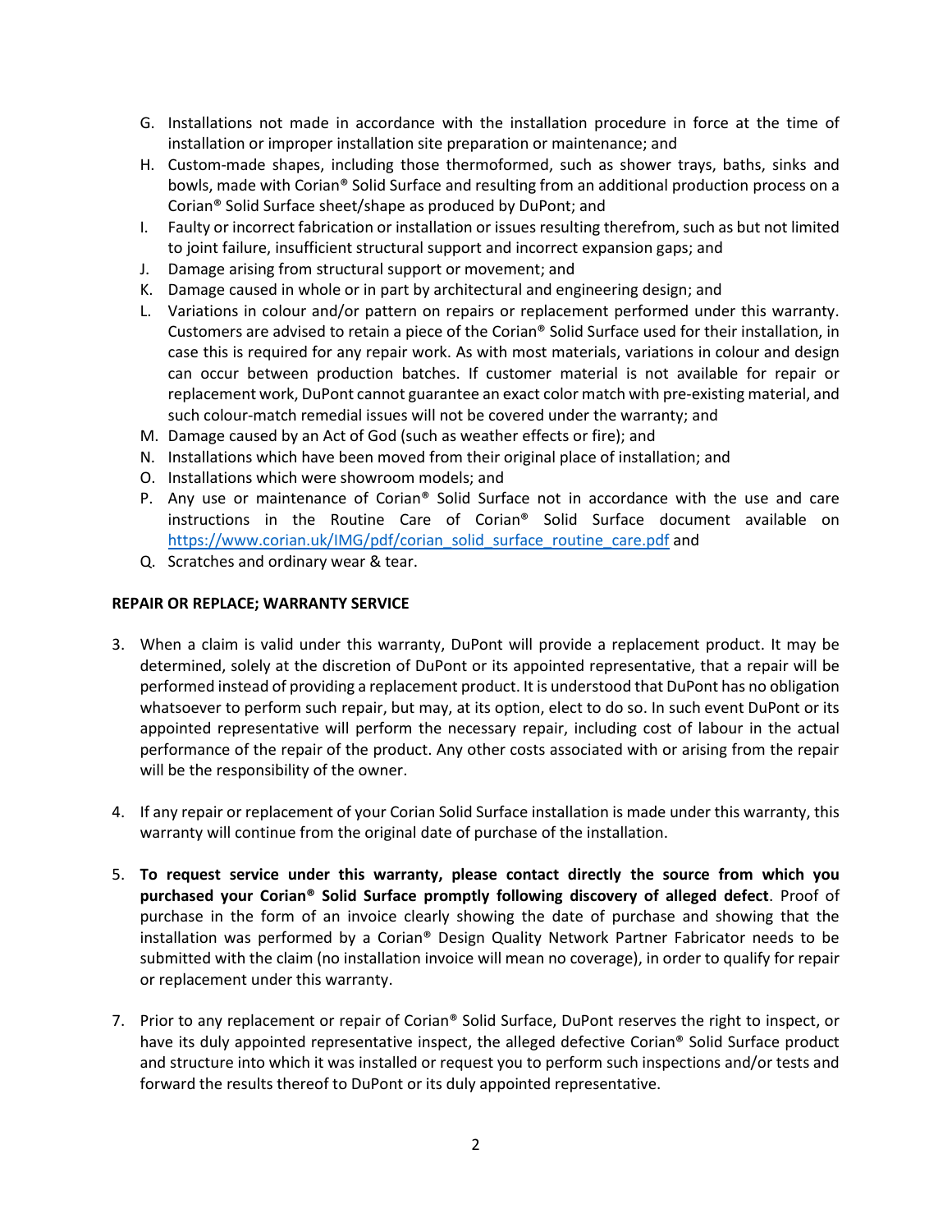G. Installations not made in accordance with the installation procedure in force at the time of installation or improper installation site preparation or maintenance; and
H. Custom-made shapes, including those thermoformed, such as shower trays, baths, sinks and bowls, made with Corian® Solid Surface and resulting from an additional production process on a Corian® Solid Surface sheet/shape as produced by DuPont; and
I. Faulty or incorrect fabrication or installation or issues resulting therefrom, such as but not limited to joint failure, insufficient structural support and incorrect expansion gaps; and
J. Damage arising from structural support or movement; and
K. Damage caused in whole or in part by architectural and engineering design; and
L. Variations in colour and/or pattern on repairs or replacement performed under this warranty. Customers are advised to retain a piece of the Corian® Solid Surface used for their installation, in case this is required for any repair work. As with most materials, variations in colour and design can occur between production batches. If customer material is not available for repair or replacement work, DuPont cannot guarantee an exact color match with pre-existing material, and such colour-match remedial issues will not be covered under the warranty; and
M. Damage caused by an Act of God (such as weather effects or fire); and
N. Installations which have been moved from their original place of installation; and
O. Installations which were showroom models; and
P. Any use or maintenance of Corian® Solid Surface not in accordance with the use and care instructions in the Routine Care of Corian® Solid Surface document available on https://www.corian.uk/IMG/pdf/corian_solid_surface_routine_care.pdf and
Q. Scratches and ordinary wear & tear.

**REPAIR OR REPLACE; WARRANTY SERVICE**

3. When a claim is valid under this warranty, DuPont will provide a replacement product. It may be determined, solely at the discretion of DuPont or its appointed representative, that a repair will be performed instead of providing a replacement product. It is understood that DuPont has no obligation whatsoever to perform such repair, but may, at its option, elect to do so. In such event DuPont or its appointed representative will perform the necessary repair, including cost of labour in the actual performance of the repair of the product. Any other costs associated with or arising from the repair will be the responsibility of the owner.

4. If any repair or replacement of your Corian Solid Surface installation is made under this warranty, this warranty will continue from the original date of purchase of the installation.

5. **To request service under this warranty, please contact directly the source from which you purchased your Corian® Solid Surface promptly following discovery of alleged defect**. Proof of purchase in the form of an invoice clearly showing the date of purchase and showing that the installation was performed by a Corian® Design Quality Network Partner Fabricator needs to be submitted with the claim (no installation invoice will mean no coverage), in order to qualify for repair or replacement under this warranty.

7. Prior to any replacement or repair of Corian® Solid Surface, DuPont reserves the right to inspect, or have its duly appointed representative inspect, the alleged defective Corian® Solid Surface product and structure into which it was installed or request you to perform such inspections and/or tests and forward the results thereof to DuPont or its duly appointed representative.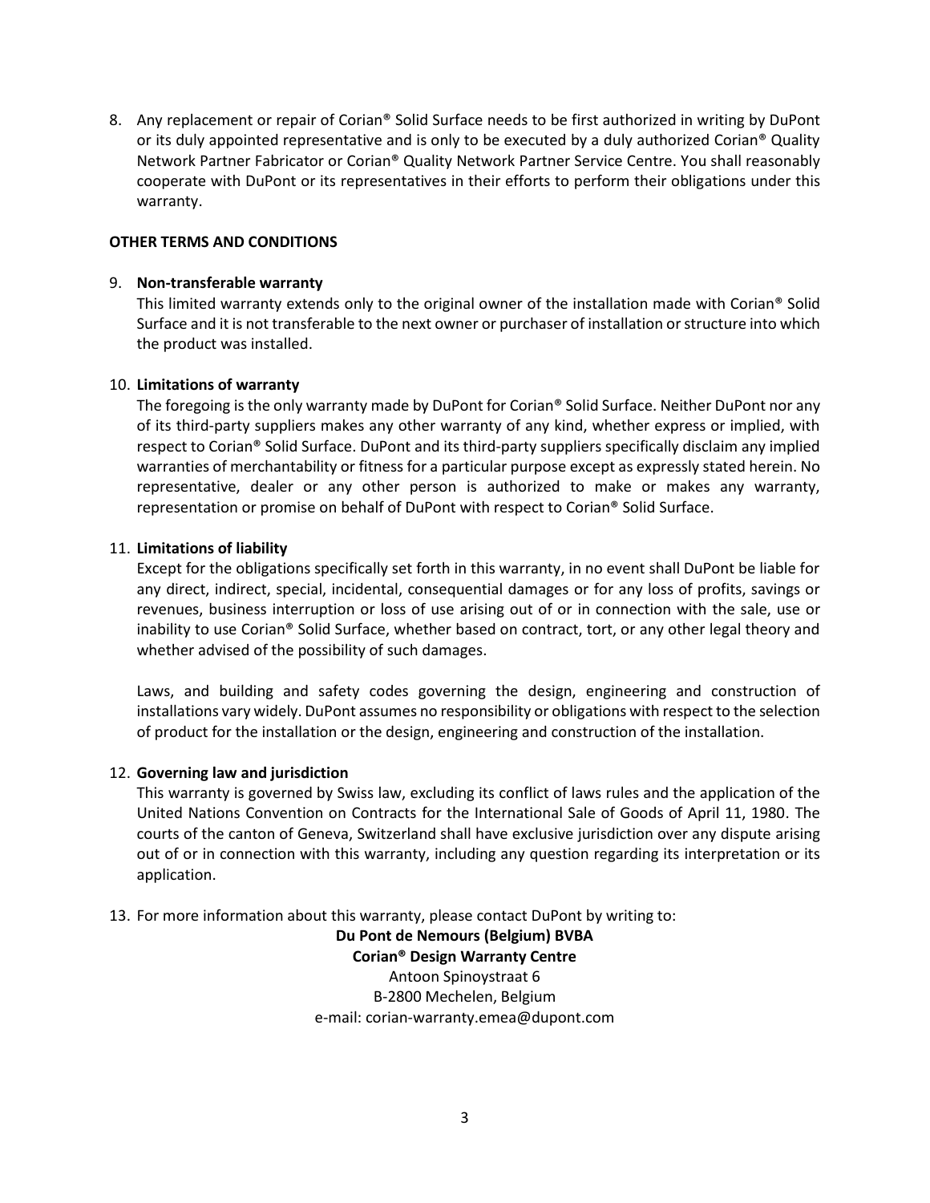8. Any replacement or repair of Corian® Solid Surface needs to be first authorized in writing by DuPont or its duly appointed representative and is only to be executed by a duly authorized Corian® Quality Network Partner Fabricator or Corian® Quality Network Partner Service Centre. You shall reasonably cooperate with DuPont or its representatives in their efforts to perform their obligations under this warranty.

**OTHER TERMS AND CONDITIONS**

9. **Non-transferable warranty**

   This limited warranty extends only to the original owner of the installation made with Corian® Solid Surface and it is not transferable to the next owner or purchaser of installation or structure into which the product was installed.

10. **Limitations of warranty**

    The foregoing is the only warranty made by DuPont for Corian® Solid Surface. Neither DuPont nor any of its third-party suppliers makes any other warranty of any kind, whether express or implied, with respect to Corian® Solid Surface. DuPont and its third-party suppliers specifically disclaim any implied warranties of merchantability or fitness for a particular purpose except as expressly stated herein. No representative, dealer or any other person is authorized to make or makes any warranty, representation or promise on behalf of DuPont with respect to Corian® Solid Surface.

11. **Limitations of liability**

    Except for the obligations specifically set forth in this warranty, in no event shall DuPont be liable for any direct, indirect, special, incidental, consequential damages or for any loss of profits, savings or revenues, business interruption or loss of use arising out of or in connection with the sale, use or inability to use Corian® Solid Surface, whether based on contract, tort, or any other legal theory and whether advised of the possibility of such damages.

    Laws, and building and safety codes governing the design, engineering and construction of installations vary widely. DuPont assumes no responsibility or obligations with respect to the selection of product for the installation or the design, engineering and construction of the installation.

12. **Governing law and jurisdiction**

    This warranty is governed by Swiss law, excluding its conflict of laws rules and the application of the United Nations Convention on Contracts for the International Sale of Goods of April 11, 1980. The courts of the canton of Geneva, Switzerland shall have exclusive jurisdiction over any dispute arising out of or in connection with this warranty, including any question regarding its interpretation or its application.

13. For more information about this warranty, please contact DuPont by writing to:

**Du Pont de Nemours (Belgium) BVBA**
**Corian® Design Warranty Centre**
Antoon Spinoystraat 6
B-2800 Mechelen, Belgium
e-mail: corian-warranty.emea@dupont.com